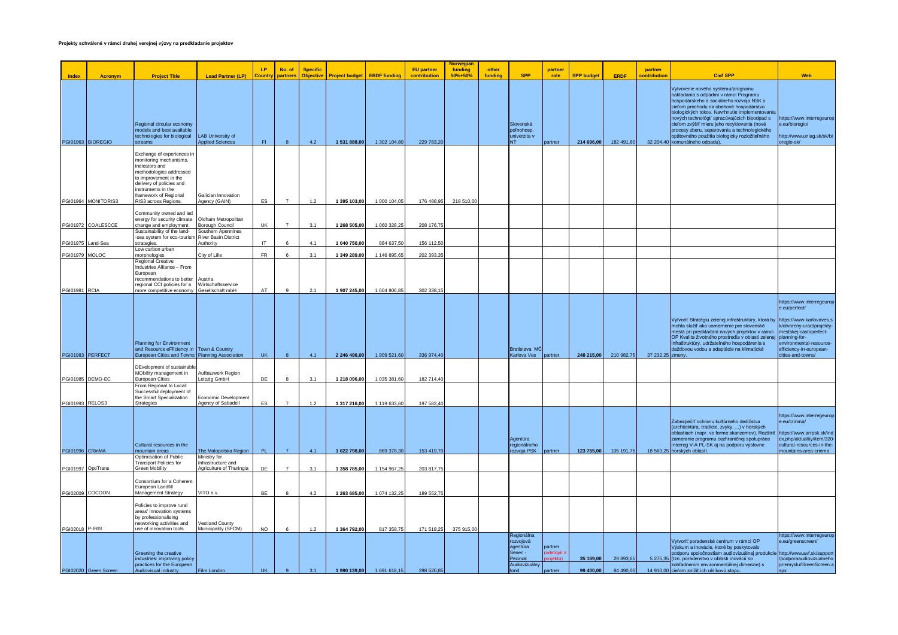**Projekty schválené v rámci druhej verejnej výzvy na predkladanie projektov**

| Index | Acronym | Project Title | Lead Partner (LP) | LP Country | No. of partners | Specific Objective | Project budget | ERDF funding | EU partner contribution | Norwegian funding 50%+50% | other funding | SPP | partner role | SPP budget | ERDF | partner contribution | Cieľ SPP | Web |
|---|---|---|---|---|---|---|---|---|---|---|---|---|---|---|---|---|---|---|
| PGI01963 | BIOREGIO | Regional circular economy models and best available technologies for biological streams | LAB University of Applied Sciences | FI | 8 | 4.2 | 1 531 888,00 | 1 302 104,80 | 229 783,20 | | | Slovenská poľnohosp. univerzita v NT | partner | 214 696,00 | 182 491,60 | 32 204,40 | Vytvorenie nového systému/programu nakladania s odpadmi v rámci Programu hospodárskeho a sociálneho rozvoja NSK s cieľom prechodu na obehové hospodárstvo biologických tokov. Navrhnutie implementovania nových technológií spracúvajúcich bioodpad s cieľom zvýšiť mieru jeho recyklovania (nové procesy zberu, separovania a technologického opätovného použitia biologicky rozložiteľného komunálneho odpadu). | https://www.interregeurope.eu/bioregio/ http://www.uniag.sk/sk/bioregio-sk/ |
| PGI01964 | MONITORIS3 | Exchange of experiences in monitoring mechanisms, indicators and methodologies addressed to improvement in the delivery of policies and instruments in the framework of Regional RIS3 across Regions. | Galician Innovation Agency (GAIN) | ES | 7 | 1.2 | 1 395 103,00 | 1 000 104,05 | 176 488,95 | 218 510,00 | | | | | | | | |
| PGI01972 | COALESCCE | Community owned and led energy for security climate change and employment | Oldham Metropolitan Borough Council | UK | 7 | 3.1 | 1 268 505,00 | 1 060 328,25 | 208 176,75 | | | | | | | | | |
| PGI01975 | Land-Sea | Sustainability of the land--sea system for eco-tourism strategies. | Southern Apennines River Basin District Authority | IT | 6 | 4.1 | 1 040 750,00 | 884 637,50 | 156 112,50 | | | | | | | | | |
| PGI01979 | MOLOC | Low carbon urban morphologies | City of Lille | FR | 6 | 3.1 | 1 349 289,00 | 1 146 895,65 | 202 393,35 | | | | | | | | | |
| PGI01981 | RCIA | Regional Creative Industries Alliance – From European recommendations to better regional CCI policies for a more competitive economy | Austria Wirtschaftsservice Gesellschaft mbH | AT | 9 | 2.1 | 1 907 245,00 | 1 604 906,85 | 302 338,15 | | | | | | | | | |
| PGI01983 | PERFECT | Planning for Environment and Resource eFficiency in European Cities and Towns | Town & Country Planning Association | UK | 8 | 4.1 | 2 246 496,00 | 1 909 521,60 | 336 974,40 | | | Bratislava, MČ Karlova Ves | partner | 248 215,00 | 210 982,75 | 37 232,25 | Vytvoriť Stratégiu zelenej infraštruktúry, ktorá by mohla slúžiť ako usmernenie pre slovenské mestá pri predkladaní nových projektov v rámci OP Kvalita životného prostredia v oblasti zelenej infraštruktúry, udržateľného hospodárenia s dažďovou vodou a adaptácie na klimatické zmeny. | https://www.interregeurope.eu/perfect/ https://www.karlovaves.sk/otvoreny-urad/projekty-mestskej-casti/perfect-planning-for-environmental-resource-efficiency-in-european-cities-and-towns/ |
| PGI01985 | DEMO-EC | DEvelopment of sustainable MObility management in European Cities | Aufbauwerk Region Leipzig GmbH | DE | 8 | 3.1 | 1 218 096,00 | 1 035 381,60 | 182 714,40 | | | | | | | | | |
| PGI01993 | RELOS3 | From Regional to Local: Successful deployment of the Smart Specialization Strategies | Economic Development Agency of Sabadell | ES | 7 | 1.2 | 1 317 216,00 | 1 119 633,60 | 197 582,40 | | | | | | | | | |
| PGI01996 | CRinMA | Cultural resources in the mountain areas | The Malopolska Region | PL | 7 | 4.1 | 1 022 798,00 | 869 378,30 | 153 419,70 | | | Agentúra regionálneho rozvoja PSK | partner | 123 755,00 | 105 191,75 | 18 563,25 | Zabezpečiť ochranu kultúrneho dedičstva (architektúra, tradície, zvyky, ...) v horských oblastiach (napr. vo forme skanzenov). Rozšíriť zameranie programu cezhraničnej spolupráce Interreg V-A PL-SK aj na podporu výslovne horských oblastí. | https://www.interregeurope.eu/crinma/ https://www.arrpsk.sk/index.php/aktuality/item/320-cultural-resources-in-the-mountains-area-crinma |
| PGI01997 | OptiTrans | Optimisation of Public Transport Policies for Green Mobility | Ministry for Infrastructure and Agriculture of Thuringia | DE | 7 | 3.1 | 1 358 785,00 | 1 154 967,25 | 203 817,75 | | | | | | | | | |
| PGI02009 | COCOON | Consortium for a Coherent European Landfill Management Strategy | VITO n.v. | BE | 8 | 4.2 | 1 263 685,00 | 1 074 132,25 | 189 552,75 | | | | | | | | | |
| PGI02018 | P-IRIS | Policies to improve rural areas' innovation systems by professionalising networking activities and use of innovation tools | Vestland County Municipality (SFCM) | NO | 6 | 1.2 | 1 364 792,00 | 817 358,75 | 171 518,25 | 375 915,00 | | | | | | | | |
| PGI02020 | Green Screen | Greening the creative industries: improving policy practices for the European Audiovisual industry | Film London | UK | 9 | 3.1 | 1 990 139,00 | 1 691 618,15 | 298 520,85 | | | Regionálna rozvojová agentúra Senec - Pezinok | partner (odstúpil z projektu) | 35 169,00 | 29 893,65 | 5 275,35 | Vytvoriť poradenské centrum v rámci OP Výskum a inovácie, ktoré by poskytovalo podporu spoločnostiam audiovizuálnej produkcie (tzn. poradenstvo v oblasti inovácií so zohľadnením environmentálnej dimenzie) s cieľom znížiť ich uhlíkovú stopu. | https://www.interregeurope.eu/greenscreen/ http://www.avf.sk/support/podporaaudiovizualneho priemyslu/GreenScreen.aspx |
| | | | | | | | | | | | | Audiovizuálny fond | partner | 99 400,00 | 84 490,00 | 14 910,00 | | |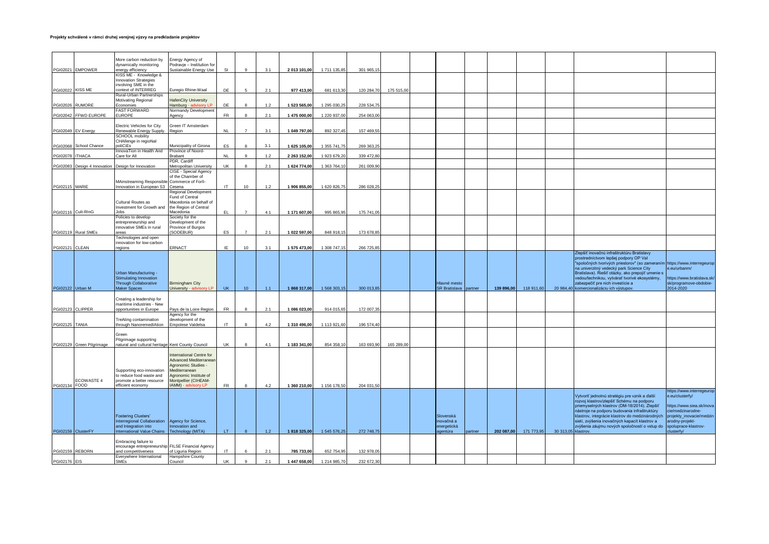**Projekty schválené v rámci druhej verejnej výzvy na predkladanie projektov**

| | | | | | | | | | | | | | | | | | | | |
|---|---|---|---|---|---|---|---|---|---|---|---|---|---|---|---|---|---|---|---|
| PGI02021 | EMPOWER | More carbon reduction by dynamically monitoring energy efficiency | Energy Agency of Podravje – Institution for Sustainable Energy Use | SI | 9 | 3.1 | 2 013 101,00 | 1 711 135,85 | 301 965,15 | | | | | | | | | | |
| PGI02022 | KISS ME | KISS ME - Knowledge & Innovation Strategies involving SME in the context of INTERREG | Euregio Rhine-Waal | DE | 5 | 2.1 | 977 413,00 | 681 613,30 | 120 284,70 | 175 515,00 | | | | | | | | | |
| PGI02026 | RUMORE | Rural-Urban Partnerships Motivating Regional Economies | HafenCity University Hamburg - advisory LP | DE | 8 | 1.2 | 1 523 565,00 | 1 295 030,25 | 228 534,75 | | | | | | | | | | |
| PGI02042 | FFWD EUROPE | FAST FORWARD EUROPE | Normandy Development Agency | FR | 8 | 2.1 | 1 475 000,00 | 1 220 937,00 | 254 063,00 | | | | | | | | | | |
| PGI02049 | EV Energy | Electric Vehicles for City Renewable Energy Supply. | Green IT Amsterdam Region | NL | 7 | 3.1 | 1 049 797,00 | 892 327,45 | 157 469,55 | | | | | | | | | | |
| PGI02068 | School Chance | SCHOOL mobility CHAllenge in regioNal poliCiEs | Municipality of Girona | ES | 8 | 3.1 | 1 625 105,00 | 1 355 741,75 | 269 363,25 | | | | | | | | | | |
| PGI02078 | ITHACA | InnovaTion in Health And Care for All | Province of Noord-Brabant | NL | 9 | 1.2 | 2 263 152,00 | 1 923 679,20 | 339 472,80 | | | | | | | | | | |
| PGI02083 | Design 4 Innovation | Design for Innovation | PDR, Cardiff Metropolitan University | UK | 8 | 2.1 | 1 624 774,00 | 1 363 764,10 | 261 009,90 | | | | | | | | | | |
| PGI02115 | MARIE | MAinstreaming Responsible Innovation in European S3 | CISE - Special Agency of the Chamber of Commerce of Forlì-Cesena | IT | 10 | 1.2 | 1 906 855,00 | 1 620 826,75 | 286 028,25 | | | | | | | | | | |
| PGI02116 | Cult-RInG | Cultural Routes as Investment for Growth and Jobs | Regional Development Fund of Central Macedonia on behalf of the Region of Central Macedonia | EL | 7 | 4.1 | 1 171 607,00 | 995 865,95 | 175 741,05 | | | | | | | | | | |
| PGI02119 | Rural SMEs | Policies to develop entrepreneurship and innovative SMEs in rural areas | Society for the Development of the Province of Burgos (SODEBUR) | ES | 7 | 2.1 | 1 022 597,00 | 848 918,15 | 173 678,85 | | | | | | | | | | |
| PGI02121 | CLEAN | Technologies and open innovation for low-carbon regions | ERNACT | IE | 10 | 3.1 | 1 575 473,00 | 1 308 747,15 | 266 725,85 | | | | | | | | | | |
| PGI02122 | Urban M | Urban Manufacturing - Stimulating Innovation Through Collaborative Maker Spaces | Birmingham City University - advisory LP | UK | 10 | 1.1 | 1 868 317,00 | 1 568 303,15 | 300 013,85 | | | Hlavné mesto SR Bratislava | partner | 139 896,00 | 118 911,60 | 20 984,40 | Zlepšiť inovačnú infraštruktúru Bratislavy prostredníctvom lepšej podpory OP Val "spoločných tvorivých priestorov" (so zameraním na univerzitný vedecký park Science City Bratislava). Riešiť otázky, ako prepojiť umenie s vedou/technikou, vytvárať tvorivé ekosystémy, zabezpečiť pre nich investície a komercionalizáciu ich výstupov. | https://www.interregeurope.eu/urbanm/ https://www.bratislava.sk/sk/programove-obdobie-2014-2020 |
| PGI02123 | CLIPPER | Creating a leadership for maritime industries - New opportunities in Europe | Pays de la Loire Region | FR | 8 | 2.1 | 1 086 023,00 | 914 015,65 | 172 007,35 | | | | | | | | | | |
| PGI02125 | TANIA | TreAting contamination through NanoremedIAtion | Agency for the development of the Empolese Valdelsa | IT | 8 | 4.2 | 1 310 496,00 | 1 113 921,60 | 196 574,40 | | | | | | | | | | |
| PGI02129 | Green Pilgrimage | Green Pilgrimage supporting natural and cultural heritage | Kent County Council | UK | 8 | 4.1 | 1 183 341,00 | 854 358,10 | 163 693,90 | 165 289,00 | | | | | | | | | |
| PGI02134 | ECOWASTE 4 FOOD | Supporting eco-innovation to reduce food waste and promote a better resource efficient economy | International Centre for Advanced Mediterranean Agronomic Studies - Mediterranean Agronomic Institute of Montpellier (CIHEAM-IAMM) - advisory LP | FR | 8 | 4.2 | 1 360 210,00 | 1 156 178,50 | 204 031,50 | | | | | | | | | | |
| PGI02158 | ClusterFY | Fostering Clusters' Interregional Collaboration and Integration into International Value Chains | Agency for Science, Innovation and Technology (MITA) | LT | 8 | 1.2 | 1 818 325,00 | 1 545 576,25 | 272 748,75 | | | Slovenská inovačná a energetická agentúra | partner | 202 087,00 | 171 773,95 | 30 313,05 | Vytvoriť jednotnú stratégiu pre vznik a ďalší rozvoj klastrov/zlepšiť Schému na podporu priemyselných klastrov (DM-18/2014). Zlepšiť nástroje na podporu budovania infraštruktúry klastrov, integrácie klastrov do medzinárodných sietí, zvýšenia inovačných kapacít klastrov a zvýšenia záujmu nových spoločností o vstup do klastrov. | https://www.interregeurope.eu/clusterfy/ https://www.siea.sk/inovacie/medzinarodne-projekty_inovacie/medzinarodny-projekt-spolupráce-klastrov-clusterfy/ |
| PGI02159 | REBORN | Embracing failure to encourage entrepreneurship and competitiveness | FILSE Financial Agency of Liguria Region | IT | 6 | 2.1 | 785 733,00 | 652 754,95 | 132 978,05 | | | | | | | | | | |
| PGI02176 | EIS | Everywhere International SMEs | Hampshire County Council | UK | 9 | 2.1 | 1 447 658,00 | 1 214 985,70 | 232 672,30 | | | | | | | | | | |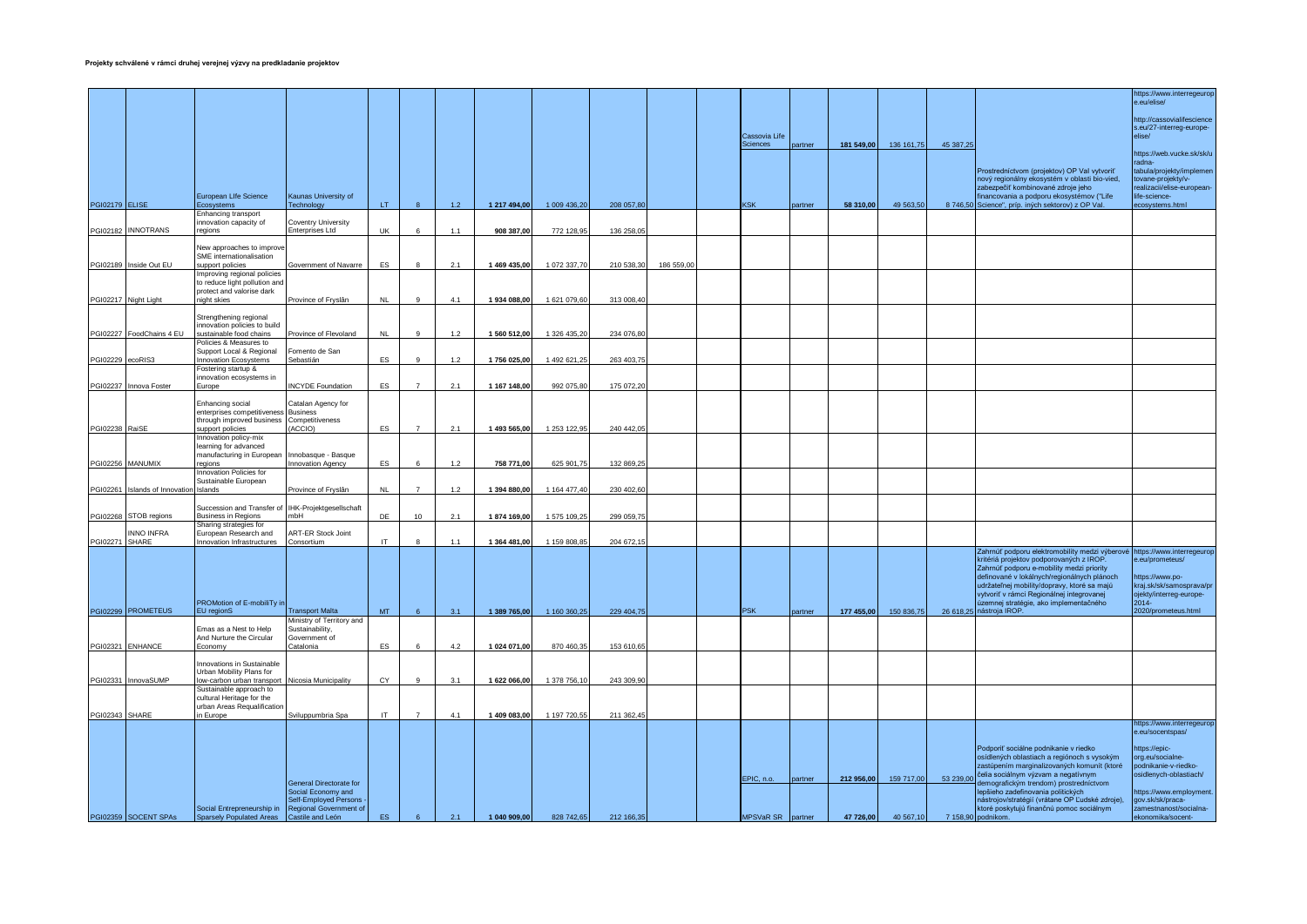**Projekty schválené v rámci druhej verejnej výzvy na predkladanie projektov**

| | | | | | | | | | | | | | | | | | | |
|---|---|---|---|---|---|---|---|---|---|---|---|---|---|---|---|---|---|---|
| PGI02179 | ELISE | European LIfe Science Ecosystems | Kaunas University of Technology | LT | 8 | 1.2 | 1 217 494,00 | 1 009 436,20 | 208 057,80 | | | Cassovia Life Sciences | partner | 181 549,00 | 136 161,75 | 45 387,25 | | https://www.interregeurope.eu/elise/ http://cassovialifescience s.eu/27-interreg-europe-elise/ https://web.vucke.sk/sk/uradna-tabula/projekty/implementovane-projekty/v-realizacii/elise-european-life-science-ecosystems.html |
| | | | | | | | | | | | | KSK | partner | 58 310,00 | 49 563,50 | 8 746,50 | Prostredníctvom (projektov) OP Val vytvoriť nový regionálny ekosystém v oblasti bio-vied, zabezpečiť kombinované zdroje jeho financovania a podporu ekosystémov ("Life Science", príp. iných sektorov) z OP Val. | |
| PGI02182 | INNOTRANS | Enhancing transport innovation capacity of regions | Coventry University Enterprises Ltd | UK | 6 | 1.1 | 908 387,00 | 772 128,95 | 136 258,05 | | | | | | | | | |
| PGI02189 | Inside Out EU | New approaches to improve SME internationalisation support policies | Government of Navarre | ES | 8 | 2.1 | 1 469 435,00 | 1 072 337,70 | 210 538,30 | 186 559,00 | | | | | | | | |
| PGI02217 | Night Light | Improving regional policies to reduce light pollution and protect and valorise dark night skies | Province of Fryslân | NL | 9 | 4.1 | 1 934 088,00 | 1 621 079,60 | 313 008,40 | | | | | | | | | |
| PGI02227 | FoodChains 4 EU | Strengthening regional innovation policies to build sustainable food chains | Province of Flevoland | NL | 9 | 1.2 | 1 560 512,00 | 1 326 435,20 | 234 076,80 | | | | | | | | | |
| PGI02229 | ecoRIS3 | Policies & Measures to Support Local & Regional Innovation Ecosystems | Fomento de San Sebastián | ES | 9 | 1.2 | 1 756 025,00 | 1 492 621,25 | 263 403,75 | | | | | | | | | |
| PGI02237 | Innova Foster | Fostering startup & innovation ecosystems in Europe | INCYDE Foundation | ES | 7 | 2.1 | 1 167 148,00 | 992 075,80 | 175 072,20 | | | | | | | | | |
| PGI02238 | RaiSE | Enhancing social enterprises competitiveness through improved business support policies | Catalan Agency for Business Competitiveness (ACCIO) | ES | 7 | 2.1 | 1 493 565,00 | 1 253 122,95 | 240 442,05 | | | | | | | | | |
| PGI02256 | MANUMIX | Innovation policy-mix learning for advanced manufacturing in European regions | Innobasque - Basque Innovation Agency | ES | 6 | 1.2 | 758 771,00 | 625 901,75 | 132 869,25 | | | | | | | | | |
| PGI02261 | Islands of Innovation | Innovation Policies for Sustainable European Islands | Province of Fryslân | NL | 7 | 1.2 | 1 394 880,00 | 1 164 477,40 | 230 402,60 | | | | | | | | | |
| PGI02268 | STOB regions | Succession and Transfer of Business in Regions | IHK-Projektgesellschaft mbH | DE | 10 | 2.1 | 1 874 169,00 | 1 575 109,25 | 299 059,75 | | | | | | | | | |
| PGI02271 | INNO INFRA SHARE | Sharing strategies for European Research and Innovation Infrastructures | ART-ER Stock Joint Consortium | IT | 8 | 1.1 | 1 364 481,00 | 1 159 808,85 | 204 672,15 | | | | | | | | | |
| PGI02299 | PROMETEUS | PROMotion of E-mobiliTy in EU regionS | Transport Malta | MT | 6 | 3.1 | 1 389 765,00 | 1 160 360,25 | 229 404,75 | | | PSK | partner | 177 455,00 | 150 836,75 | 26 618,25 | Zahrnúť podporu elektromobility medzi výberové kritériá projektov podporovaných z IROP. Zahrnúť podporu e-mobility medzi priority definované v lokálnych/regionálnych plánoch udržateľnej mobility/dopravy, ktoré sa majú vytvoriť v rámci Regionálnej integrovanej územnej stratégie, ako implementačného nástroja IROP. | https://www.interregeurope.eu/prometeus/ https://www.po-kraj.sk/sk/samosprava/projekty/interreg-europe-2014-2020/prometeus.html |
| PGI02321 | ENHANCE | Emas as a Nest to Help And Nurture the Circular Economy | Ministry of Territory and Sustainability, Government of Catalonia | ES | 6 | 4.2 | 1 024 071,00 | 870 460,35 | 153 610,65 | | | | | | | | | |
| PGI02331 | InnovaSUMP | Innovations in Sustainable Urban Mobility Plans for low-carbon urban transport | Nicosia Municipality | CY | 9 | 3.1 | 1 622 066,00 | 1 378 756,10 | 243 309,90 | | | | | | | | | |
| PGI02343 | SHARE | Sustainable approach to cultural Heritage for the urban Areas Requalification in Europe | Sviluppumbria Spa | IT | 7 | 4.1 | 1 409 083,00 | 1 197 720,55 | 211 362,45 | | | | | | | | | |
| PGI02359 | SOCENT SPAs | Social Entrepreneurship in Sparsely Populated Areas | General Directorate for Social Economy and Self-Employed Persons - Regional Government of Castile and León | ES | 6 | 2.1 | 1 040 909,00 | 828 742,65 | 212 166,35 | | | EPIC, n.o. | partner | 212 956,00 | 159 717,00 | 53 239,00 | Podporiť sociálne podnikanie v riedko osídlených oblastiach a regiónoch s vysokým zastúpením marginalizovaných komunít (ktoré čelia sociálnym výzvam a negatívnym demografickým trendom) prostredníctvom lepšieho zadefinovania politických nástrojov/stratégií (vrátane OP Ľudské zdroje), ktoré poskytujú finančnú pomoc sociálnym podnikom. | https://www.interregeurope.eu/socentspas/ https://epic-org.eu/socialne-podnikanie-v-riedko-osidlenych-oblastiach/ https://www.employment.gov.sk/sk/praca-zamestnanost/socialna-ekonomika/socent- |
| | | | | | | | | | | | | MPSVaR SR | partner | 47 726,00 | 40 567,10 | 7 158,90 | | |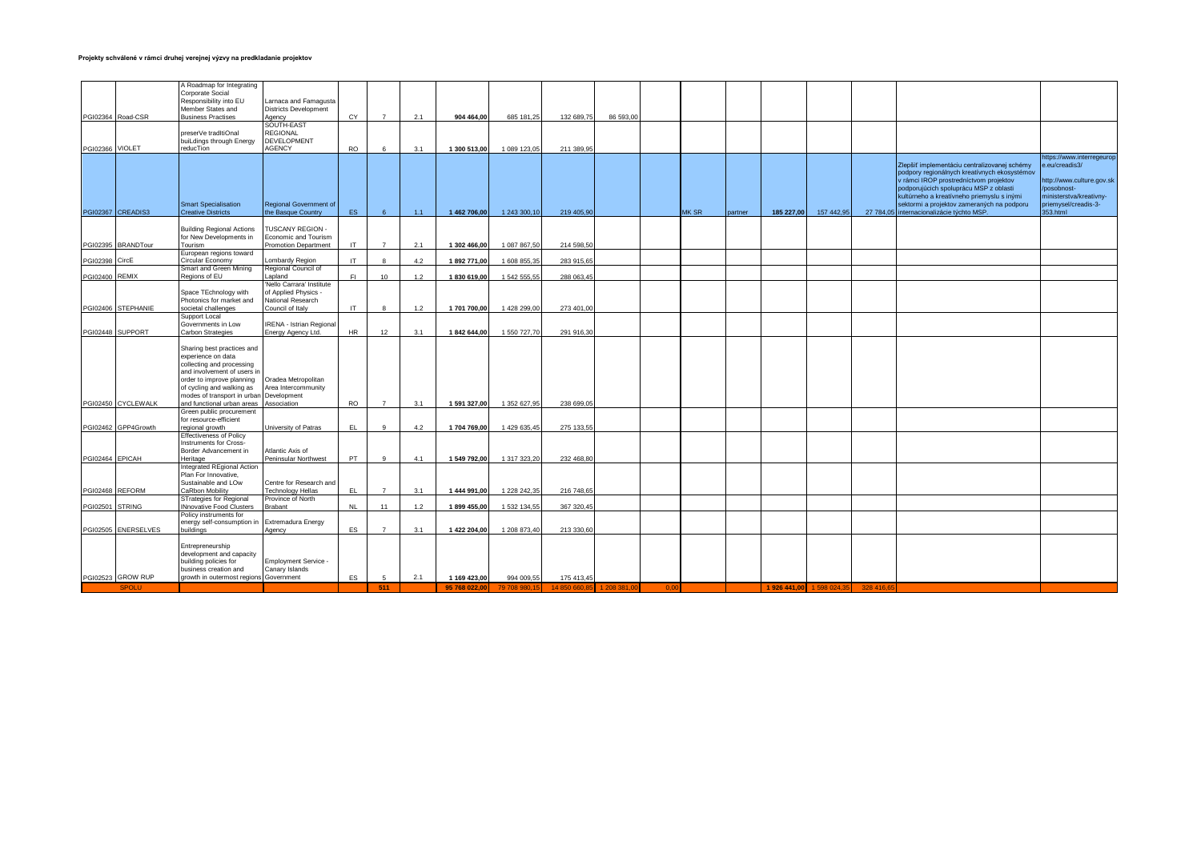**Projekty schválené v rámci druhej verejnej výzvy na predkladanie projektov**

| | | | | | | | | | | | | | | | | | | | |
|---|---|---|---|---|---|---|---|---|---|---|---|---|---|---|---|---|---|---|---|
| PGI02364 | Road-CSR | A Roadmap for Integrating Corporate Social Responsibility into EU Member States and Business Practises | Larnaca and Famagusta Districts Development Agency | CY | 7 | 2.1 | 904 464,00 | 685 181,25 | 132 689,75 | 86 593,00 | | | | | | | | | |
| PGI02366 | VIOLET | preserVe tradItiOnal buiLdings through Energy reducTion | SOUTH-EAST REGIONAL DEVELOPMENT AGENCY | RO | 6 | 3.1 | 1 300 513,00 | 1 089 123,05 | 211 389,95 | | | | | | | | | | |
| PGI02367 | CREADIS3 | Smart Specialisation Creative Districts | Regional Government of the Basque Country | ES | 6 | 1.1 | 1 462 706,00 | 1 243 300,10 | 219 405,90 | | | MK SR | partner | 185 227,00 | 157 442,95 | 27 784,05 | Zlepšiť implementáciu centralizovanej schémy podpory regionálnych kreatívnych ekosystémov v rámci IROP prostredníctvom projektov podporujúcich spoluprácu MSP z oblasti kultúrneho a kreatívneho priemyslu s inými sektormi a projektov zameraných na podporu internacionalizácie týchto MSP. | https://www.interregeurope.eu/creadis3/ http://www.culture.gov.sk/posobnost-ministerstva/kreativny-priemysel/creadis-3-353.html |
| PGI02395 | BRANDTour | Building Regional Actions for New Developments in Tourism | TUSCANY REGION - Economic and Tourism Promotion Department | IT | 7 | 2.1 | 1 302 466,00 | 1 087 867,50 | 214 598,50 | | | | | | | | | | |
| PGI02398 | CircE | European regions toward Circular Economy | Lombardy Region | IT | 8 | 4.2 | 1 892 771,00 | 1 608 855,35 | 283 915,65 | | | | | | | | | | |
| PGI02400 | REMIX | Smart and Green Mining Regions of EU | Regional Council of Lapland | FI | 10 | 1.2 | 1 830 619,00 | 1 542 555,55 | 288 063,45 | | | | | | | | | | |
| PGI02406 | STEPHANIE | Space TEchnology with Photonics for market and societal challenges | 'Nello Carrara' Institute of Applied Physics - National Research Council of Italy | IT | 8 | 1.2 | 1 701 700,00 | 1 428 299,00 | 273 401,00 | | | | | | | | | | |
| PGI02448 | SUPPORT | Support Local Governments in Low Carbon Strategies | IRENA - Istrian Regional Energy Agency Ltd. | HR | 12 | 3.1 | 1 842 644,00 | 1 550 727,70 | 291 916,30 | | | | | | | | | | |
| PGI02450 | CYCLEWALK | Sharing best practices and experience on data collecting and processing and involvement of users in order to improve planning of cycling and walking as modes of transport in urban and functional urban areas | Oradea Metropolitan Area Intercommunity Development Association | RO | 7 | 3.1 | 1 591 327,00 | 1 352 627,95 | 238 699,05 | | | | | | | | | | |
| PGI02462 | GPP4Growth | Green public procurement for resource-efficient regional growth | University of Patras | EL | 9 | 4.2 | 1 704 769,00 | 1 429 635,45 | 275 133,55 | | | | | | | | | | |
| PGI02464 | EPICAH | Effectiveness of Policy Instruments for Cross-Border Advancement in Heritage | Atlantic Axis of Peninsular Northwest | PT | 9 | 4.1 | 1 549 792,00 | 1 317 323,20 | 232 468,80 | | | | | | | | | | |
| PGI02468 | REFORM | Integrated REgional Action Plan For Innovative, Sustainable and LOw CaRbon Mobility | Centre for Research and Technology Hellas | EL | 7 | 3.1 | 1 444 991,00 | 1 228 242,35 | 216 748,65 | | | | | | | | | | |
| PGI02501 | STRING | STrategies for Regional INnovative Food Clusters | Province of North Brabant | NL | 11 | 1.2 | 1 899 455,00 | 1 532 134,55 | 367 320,45 | | | | | | | | | | |
| PGI02505 | ENERSELVES | Policy instruments for energy self-consumption in buildings | Extremadura Energy Agency | ES | 7 | 3.1 | 1 422 204,00 | 1 208 873,40 | 213 330,60 | | | | | | | | | | |
| PGI02523 | GROW RUP | Entrepreneurship development and capacity building policies for business creation and growth in outermost regions | Employment Service - Canary Islands Government | ES | 5 | 2.1 | 1 169 423,00 | 994 009,55 | 175 413,45 | | | | | | | | | | |
| | SPOLU | | | | 511 | | 95 768 022,00 | 79 708 980,15 | 14 850 660,85 | 1 208 381,00 | 0,00 | | | 1 926 441,00 | 1 598 024,35 | 328 416,65 | | | |